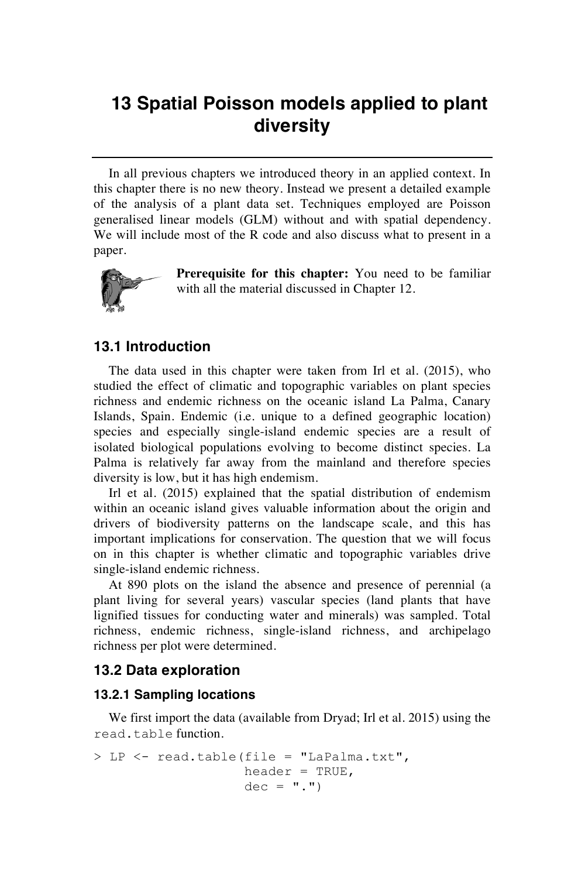# 13 Spatial Poisson models applied to plant diversity

In all previous chapters we introduced theory in an applied context. In this chapter there is no new theory. Instead we present a detailed example of the analysis of a plant data set. Techniques employed are Poisson generalised linear models (GLM) without and with spatial dependency. We will include most of the R code and also discuss what to present in a paper.

**Prerequisite for this chapter:** You need to be familiar with all the material discussed in Chapter 12.

## 13.1 Introduction

The data used in this chapter were taken from Irl et al. (2015), who studied the effect of climatic and topographic variables on plant species richness and endemic richness on the oceanic island La Palma, Canary Islands, Spain. Endemic (i.e. unique to a defined geographic location) species and especially single-island endemic species are a result of isolated biological populations evolving to become distinct species. La Palma is relatively far away from the mainland and therefore species diversity is low, but it has high endemism.

Irl et al. (2015) explained that the spatial distribution of endemism within an oceanic island gives valuable information about the origin and drivers of biodiversity patterns on the landscape scale, and this has important implications for conservation. The question that we will focus on in this chapter is whether climatic and topographic variables drive single-island endemic richness.

At 890 plots on the island the absence and presence of perennial (a plant living for several years) vascular species (land plants that have lignified tissues for conducting water and minerals) was sampled. Total richness, endemic richness, single-island richness, and archipelago richness per plot were determined.

## 13.2 Data exploration

### 13.2.1 Sampling locations

We first import the data (available from Dryad; Irl et al. 2015) using the `read.table` function.

```
> LP <- read.table(file = "LaPalma.txt",
                   header = TRUE,
                   dec = ".")
```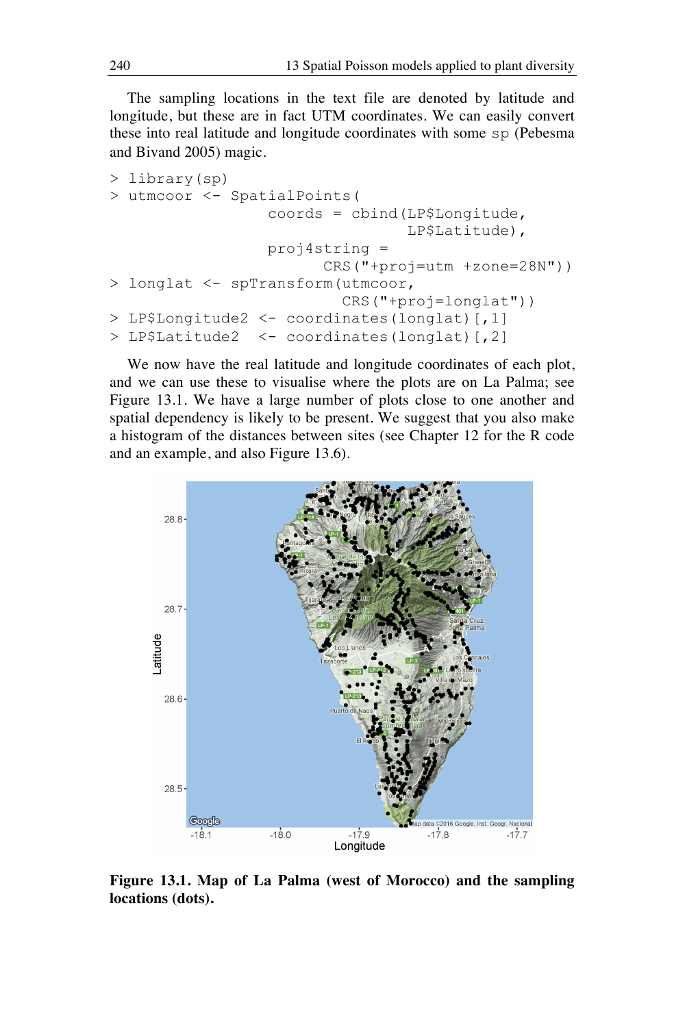The sampling locations in the text file are denoted by latitude and longitude, but these are in fact UTM coordinates. We can easily convert these into real latitude and longitude coordinates with some sp (Pebesma and Bivand 2005) magic.

```
> library(sp)
> utmcoor <- SpatialPoints(
                   coords = cbind(LP$Longitude,
                                  LP$Latitude),
                   proj4string =
                        CRS("+proj=utm +zone=28N"))
> longlat <- spTransform(utmcoor,
                         CRS("+proj=longlat"))
> LP$Longitude2 <- coordinates(longlat)[,1]
> LP$Latitude2  <- coordinates(longlat)[,2]
```

We now have the real latitude and longitude coordinates of each plot, and we can use these to visualise where the plots are on La Palma; see Figure 13.1. We have a large number of plots close to one another and spatial dependency is likely to be present. We suggest that you also make a histogram of the distances between sites (see Chapter 12 for the R code and an example, and also Figure 13.6).

Latitude
28.8
28.7
28.6
28.5
-18.1
-18.0
-17.9
-17.8
-17.7
Longitude
Google
Map data ©2016 Google, Inst. Geogr. Nacional

**Figure 13.1. Map of La Palma (west of Morocco) and the sampling locations (dots).**